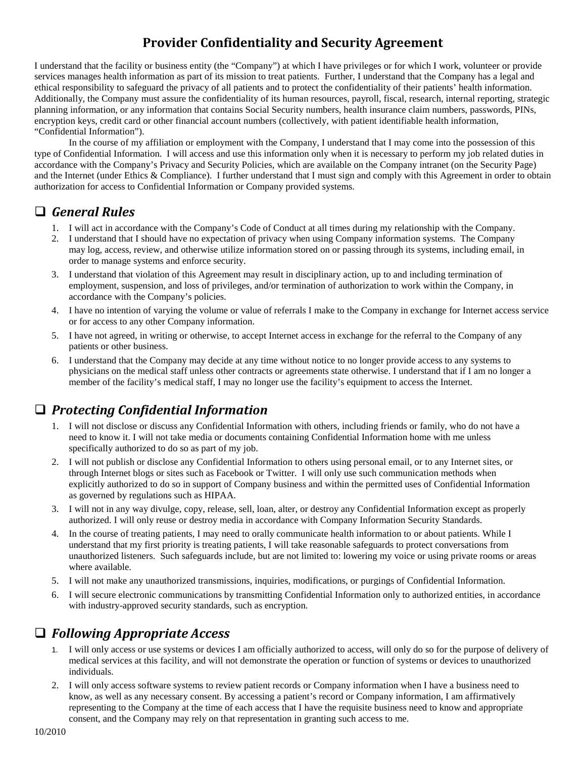# Provider Confidentiality and Security Agreement

I understand that the facility or business entity (the "Company") at which I have privileges or for which I work, volunteer or provide services manages health information as part of its mission to treat patients. Further, I understand that the Company has a legal and ethical responsibility to safeguard the privacy of all patients and to protect the confidentiality of their patients' health information. Additionally, the Company must assure the confidentiality of its human resources, payroll, fiscal, research, internal reporting, strategic planning information, or any information that contains Social Security numbers, health insurance claim numbers, passwords, PINs, encryption keys, credit card or other financial account numbers (collectively, with patient identifiable health information, "Confidential Information").

In the course of my affiliation or employment with the Company, I understand that I may come into the possession of this type of Confidential Information. I will access and use this information only when it is necessary to perform my job related duties in accordance with the Company's Privacy and Security Policies, which are available on the Company intranet (on the Security Page) and the Internet (under Ethics & Compliance). I further understand that I must sign and comply with this Agreement in order to obtain authorization for access to Confidential Information or Company provided systems.

## ❑ *General Rules*

1. I will act in accordance with the Company's Code of Conduct at all times during my relationship with the Company.
2. I understand that I should have no expectation of privacy when using Company information systems. The Company may log, access, review, and otherwise utilize information stored on or passing through its systems, including email, in order to manage systems and enforce security.
3. I understand that violation of this Agreement may result in disciplinary action, up to and including termination of employment, suspension, and loss of privileges, and/or termination of authorization to work within the Company, in accordance with the Company's policies.
4. I have no intention of varying the volume or value of referrals I make to the Company in exchange for Internet access service or for access to any other Company information.
5. I have not agreed, in writing or otherwise, to accept Internet access in exchange for the referral to the Company of any patients or other business.
6. I understand that the Company may decide at any time without notice to no longer provide access to any systems to physicians on the medical staff unless other contracts or agreements state otherwise. I understand that if I am no longer a member of the facility's medical staff, I may no longer use the facility's equipment to access the Internet.

## ❑ *Protecting Confidential Information*

1. I will not disclose or discuss any Confidential Information with others, including friends or family, who do not have a need to know it. I will not take media or documents containing Confidential Information home with me unless specifically authorized to do so as part of my job.
2. I will not publish or disclose any Confidential Information to others using personal email, or to any Internet sites, or through Internet blogs or sites such as Facebook or Twitter. I will only use such communication methods when explicitly authorized to do so in support of Company business and within the permitted uses of Confidential Information as governed by regulations such as HIPAA.
3. I will not in any way divulge, copy, release, sell, loan, alter, or destroy any Confidential Information except as properly authorized. I will only reuse or destroy media in accordance with Company Information Security Standards.
4. In the course of treating patients, I may need to orally communicate health information to or about patients. While I understand that my first priority is treating patients, I will take reasonable safeguards to protect conversations from unauthorized listeners. Such safeguards include, but are not limited to: lowering my voice or using private rooms or areas where available.
5. I will not make any unauthorized transmissions, inquiries, modifications, or purgings of Confidential Information.
6. I will secure electronic communications by transmitting Confidential Information only to authorized entities, in accordance with industry-approved security standards, such as encryption.

## ❑ *Following Appropriate Access*

1. I will only access or use systems or devices I am officially authorized to access, will only do so for the purpose of delivery of medical services at this facility, and will not demonstrate the operation or function of systems or devices to unauthorized individuals.
2. I will only access software systems to review patient records or Company information when I have a business need to know, as well as any necessary consent. By accessing a patient's record or Company information, I am affirmatively representing to the Company at the time of each access that I have the requisite business need to know and appropriate consent, and the Company may rely on that representation in granting such access to me.

10/2010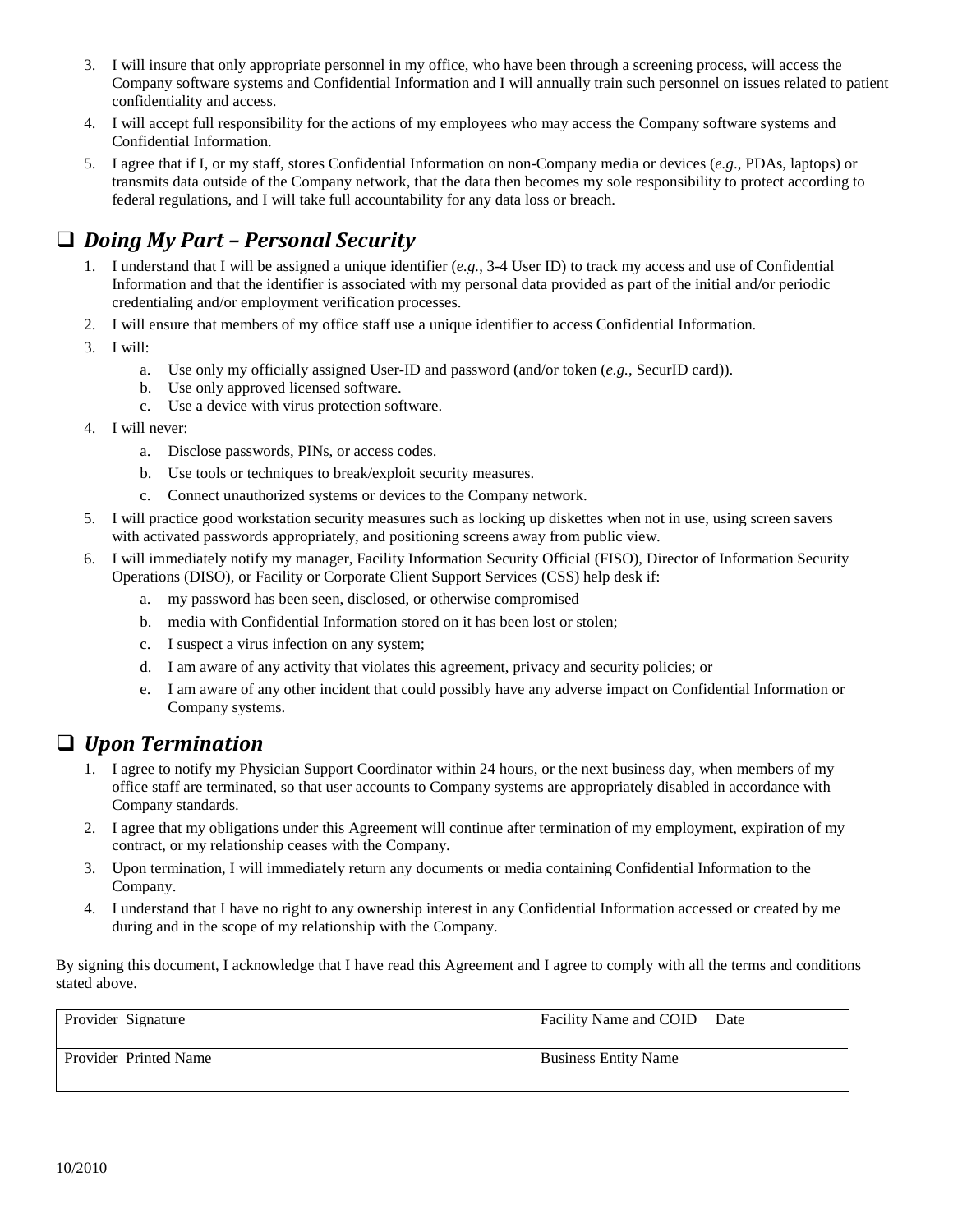3. I will insure that only appropriate personnel in my office, who have been through a screening process, will access the Company software systems and Confidential Information and I will annually train such personnel on issues related to patient confidentiality and access.
4. I will accept full responsibility for the actions of my employees who may access the Company software systems and Confidential Information.
5. I agree that if I, or my staff, stores Confidential Information on non-Company media or devices (*e.g*., PDAs, laptops) or transmits data outside of the Company network, that the data then becomes my sole responsibility to protect according to federal regulations, and I will take full accountability for any data loss or breach.

## ❑ *Doing My Part – Personal Security*

1. I understand that I will be assigned a unique identifier (*e.g.*, 3-4 User ID) to track my access and use of Confidential Information and that the identifier is associated with my personal data provided as part of the initial and/or periodic credentialing and/or employment verification processes.
2. I will ensure that members of my office staff use a unique identifier to access Confidential Information.
3. I will:
   a. Use only my officially assigned User-ID and password (and/or token (*e.g.*, SecurID card)).
   b. Use only approved licensed software.
   c. Use a device with virus protection software.
4. I will never:
   a. Disclose passwords, PINs, or access codes.
   b. Use tools or techniques to break/exploit security measures.
   c. Connect unauthorized systems or devices to the Company network.
5. I will practice good workstation security measures such as locking up diskettes when not in use, using screen savers with activated passwords appropriately, and positioning screens away from public view.
6. I will immediately notify my manager, Facility Information Security Official (FISO), Director of Information Security Operations (DISO), or Facility or Corporate Client Support Services (CSS) help desk if:
   a. my password has been seen, disclosed, or otherwise compromised
   b. media with Confidential Information stored on it has been lost or stolen;
   c. I suspect a virus infection on any system;
   d. I am aware of any activity that violates this agreement, privacy and security policies; or
   e. I am aware of any other incident that could possibly have any adverse impact on Confidential Information or Company systems.

## ❑ *Upon Termination*

1. I agree to notify my Physician Support Coordinator within 24 hours, or the next business day, when members of my office staff are terminated, so that user accounts to Company systems are appropriately disabled in accordance with Company standards.
2. I agree that my obligations under this Agreement will continue after termination of my employment, expiration of my contract, or my relationship ceases with the Company.
3. Upon termination, I will immediately return any documents or media containing Confidential Information to the Company.
4. I understand that I have no right to any ownership interest in any Confidential Information accessed or created by me during and in the scope of my relationship with the Company.

By signing this document, I acknowledge that I have read this Agreement and I agree to comply with all the terms and conditions stated above.

| | | |
|---|---|---|
| Provider Signature | Facility Name and COID | Date |
| Provider Printed Name | Business Entity Name | |

10/2010